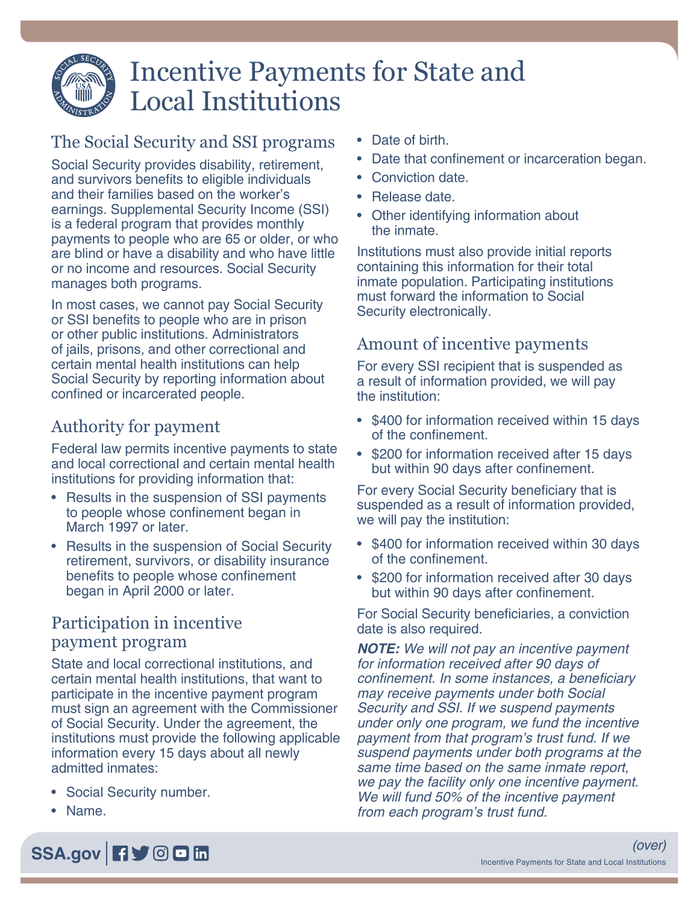# Incentive Payments for State and Local Institutions

## The Social Security and SSI programs

Social Security provides disability, retirement, and survivors benefits to eligible individuals and their families based on the worker's earnings. Supplemental Security Income (SSI) is a federal program that provides monthly payments to people who are 65 or older, or who are blind or have a disability and who have little or no income and resources. Social Security manages both programs.

In most cases, we cannot pay Social Security or SSI benefits to people who are in prison or other public institutions. Administrators of jails, prisons, and other correctional and certain mental health institutions can help Social Security by reporting information about confined or incarcerated people.

## Authority for payment

Federal law permits incentive payments to state and local correctional and certain mental health institutions for providing information that:

- Results in the suspension of SSI payments to people whose confinement began in March 1997 or later.
- Results in the suspension of Social Security retirement, survivors, or disability insurance benefits to people whose confinement began in April 2000 or later.

## Participation in incentive payment program

State and local correctional institutions, and certain mental health institutions, that want to participate in the incentive payment program must sign an agreement with the Commissioner of Social Security. Under the agreement, the institutions must provide the following applicable information every 15 days about all newly admitted inmates:

- Social Security number.
- Name.
- Date of birth.
- Date that confinement or incarceration began.
- Conviction date.
- Release date.
- Other identifying information about the inmate.

Institutions must also provide initial reports containing this information for their total inmate population. Participating institutions must forward the information to Social Security electronically.

## Amount of incentive payments

For every SSI recipient that is suspended as a result of information provided, we will pay the institution:

- $400 for information received within 15 days of the confinement.
- $200 for information received after 15 days but within 90 days after confinement.

For every Social Security beneficiary that is suspended as a result of information provided, we will pay the institution:

- $400 for information received within 30 days of the confinement.
- $200 for information received after 30 days but within 90 days after confinement.

For Social Security beneficiaries, a conviction date is also required.

***NOTE:*** *We will not pay an incentive payment for information received after 90 days of confinement. In some instances, a beneficiary may receive payments under both Social Security and SSI. If we suspend payments under only one program, we fund the incentive payment from that program's trust fund. If we suspend payments under both programs at the same time based on the same inmate report, we pay the facility only one incentive payment. We will fund 50% of the incentive payment from each program's trust fund.*

*(over)*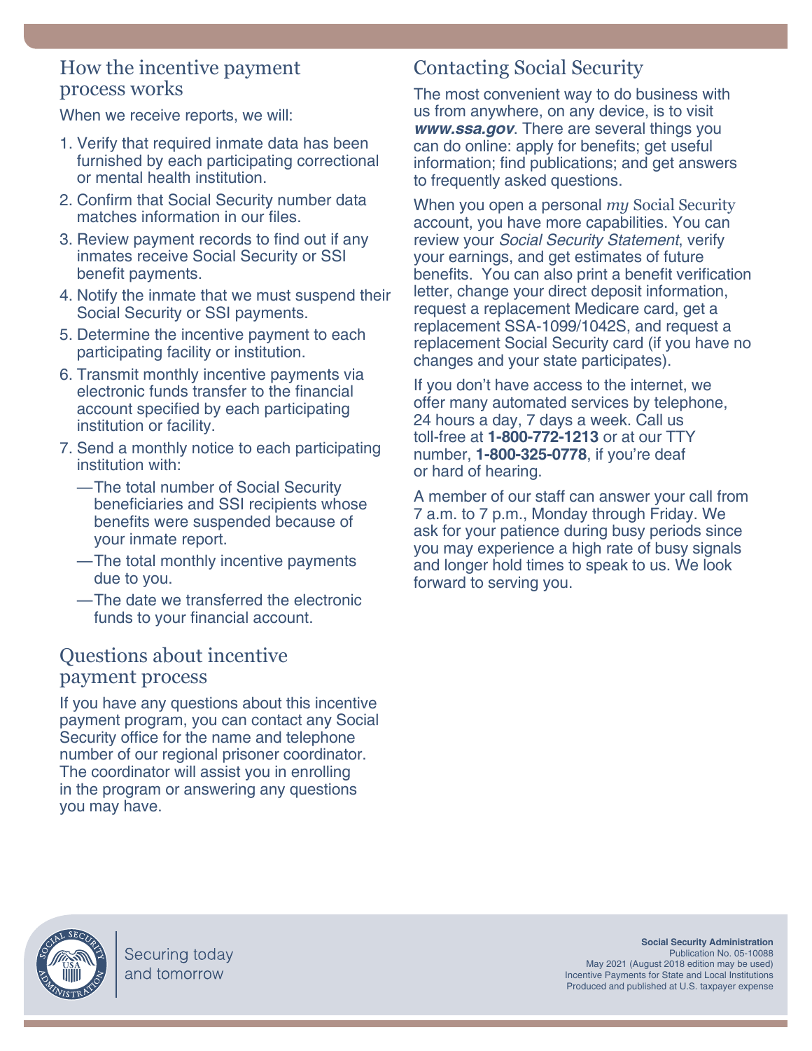## How the incentive payment process works

When we receive reports, we will:

1. Verify that required inmate data has been furnished by each participating correctional or mental health institution.
2. Confirm that Social Security number data matches information in our files.
3. Review payment records to find out if any inmates receive Social Security or SSI benefit payments.
4. Notify the inmate that we must suspend their Social Security or SSI payments.
5. Determine the incentive payment to each participating facility or institution.
6. Transmit monthly incentive payments via electronic funds transfer to the financial account specified by each participating institution or facility.
7. Send a monthly notice to each participating institution with:
   - The total number of Social Security beneficiaries and SSI recipients whose benefits were suspended because of your inmate report.
   - The total monthly incentive payments due to you.
   - The date we transferred the electronic funds to your financial account.

## Questions about incentive payment process

If you have any questions about this incentive payment program, you can contact any Social Security office for the name and telephone number of our regional prisoner coordinator. The coordinator will assist you in enrolling in the program or answering any questions you may have.

## Contacting Social Security

The most convenient way to do business with us from anywhere, on any device, is to visit ***www.ssa.gov***. There are several things you can do online: apply for benefits; get useful information; find publications; and get answers to frequently asked questions.

When you open a personal *my* Social Security account, you have more capabilities. You can review your *Social Security Statement*, verify your earnings, and get estimates of future benefits. You can also print a benefit verification letter, change your direct deposit information, request a replacement Medicare card, get a replacement SSA-1099/1042S, and request a replacement Social Security card (if you have no changes and your state participates).

If you don't have access to the internet, we offer many automated services by telephone, 24 hours a day, 7 days a week. Call us toll-free at **1-800-772-1213** or at our TTY number, **1-800-325-0778**, if you're deaf or hard of hearing.

A member of our staff can answer your call from 7 a.m. to 7 p.m., Monday through Friday. We ask for your patience during busy periods since you may experience a high rate of busy signals and longer hold times to speak to us. We look forward to serving you.

Securing today and tomorrow

**Social Security Administration**
Publication No. 05-10088
May 2021 (August 2018 edition may be used)
Incentive Payments for State and Local Institutions
Produced and published at U.S. taxpayer expense